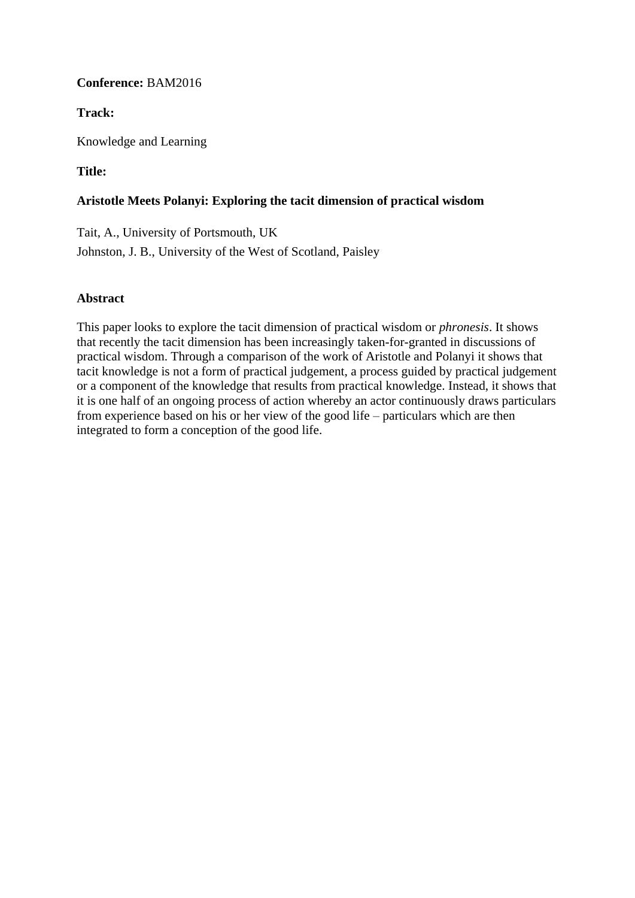**Conference:** BAM2016

**Track:**

Knowledge and Learning

**Title:**

# Aristotle Meets Polanyi: Exploring the tacit dimension of practical wisdom

Tait, A., University of Portsmouth, UK

Johnston, J. B., University of the West of Scotland, Paisley

## Abstract

This paper looks to explore the tacit dimension of practical wisdom or *phronesis*. It shows that recently the tacit dimension has been increasingly taken-for-granted in discussions of practical wisdom. Through a comparison of the work of Aristotle and Polanyi it shows that tacit knowledge is not a form of practical judgement, a process guided by practical judgement or a component of the knowledge that results from practical knowledge. Instead, it shows that it is one half of an ongoing process of action whereby an actor continuously draws particulars from experience based on his or her view of the good life – particulars which are then integrated to form a conception of the good life.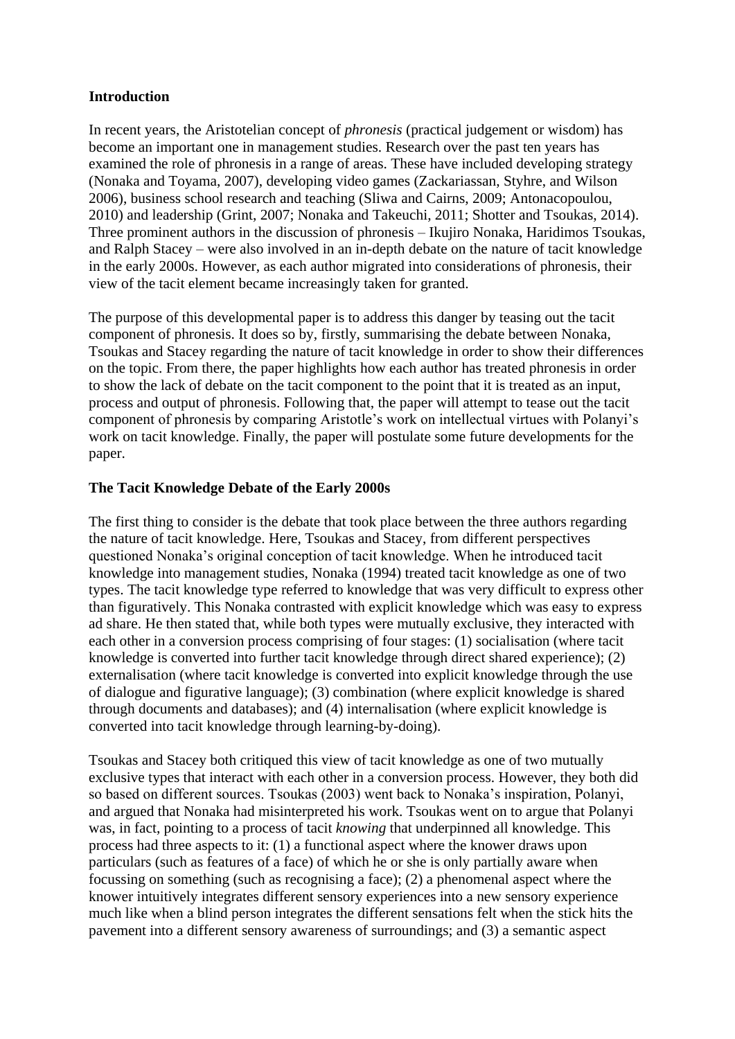**Introduction**

In recent years, the Aristotelian concept of *phronesis* (practical judgement or wisdom) has become an important one in management studies. Research over the past ten years has examined the role of phronesis in a range of areas. These have included developing strategy (Nonaka and Toyama, 2007), developing video games (Zackariassan, Styhre, and Wilson 2006), business school research and teaching (Sliwa and Cairns, 2009; Antonacopoulou, 2010) and leadership (Grint, 2007; Nonaka and Takeuchi, 2011; Shotter and Tsoukas, 2014). Three prominent authors in the discussion of phronesis – Ikujiro Nonaka, Haridimos Tsoukas, and Ralph Stacey – were also involved in an in-depth debate on the nature of tacit knowledge in the early 2000s. However, as each author migrated into considerations of phronesis, their view of the tacit element became increasingly taken for granted.

The purpose of this developmental paper is to address this danger by teasing out the tacit component of phronesis. It does so by, firstly, summarising the debate between Nonaka, Tsoukas and Stacey regarding the nature of tacit knowledge in order to show their differences on the topic. From there, the paper highlights how each author has treated phronesis in order to show the lack of debate on the tacit component to the point that it is treated as an input, process and output of phronesis. Following that, the paper will attempt to tease out the tacit component of phronesis by comparing Aristotle's work on intellectual virtues with Polanyi's work on tacit knowledge. Finally, the paper will postulate some future developments for the paper.

**The Tacit Knowledge Debate of the Early 2000s**

The first thing to consider is the debate that took place between the three authors regarding the nature of tacit knowledge. Here, Tsoukas and Stacey, from different perspectives questioned Nonaka's original conception of tacit knowledge. When he introduced tacit knowledge into management studies, Nonaka (1994) treated tacit knowledge as one of two types. The tacit knowledge type referred to knowledge that was very difficult to express other than figuratively. This Nonaka contrasted with explicit knowledge which was easy to express ad share. He then stated that, while both types were mutually exclusive, they interacted with each other in a conversion process comprising of four stages: (1) socialisation (where tacit knowledge is converted into further tacit knowledge through direct shared experience); (2) externalisation (where tacit knowledge is converted into explicit knowledge through the use of dialogue and figurative language); (3) combination (where explicit knowledge is shared through documents and databases); and (4) internalisation (where explicit knowledge is converted into tacit knowledge through learning-by-doing).

Tsoukas and Stacey both critiqued this view of tacit knowledge as one of two mutually exclusive types that interact with each other in a conversion process. However, they both did so based on different sources. Tsoukas (2003) went back to Nonaka's inspiration, Polanyi, and argued that Nonaka had misinterpreted his work. Tsoukas went on to argue that Polanyi was, in fact, pointing to a process of tacit *knowing* that underpinned all knowledge. This process had three aspects to it: (1) a functional aspect where the knower draws upon particulars (such as features of a face) of which he or she is only partially aware when focussing on something (such as recognising a face); (2) a phenomenal aspect where the knower intuitively integrates different sensory experiences into a new sensory experience much like when a blind person integrates the different sensations felt when the stick hits the pavement into a different sensory awareness of surroundings; and (3) a semantic aspect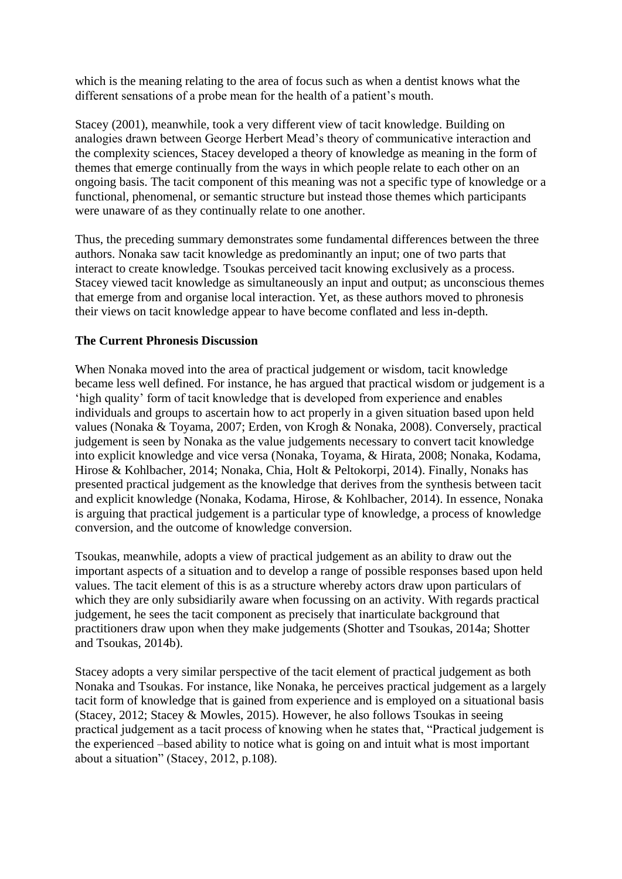which is the meaning relating to the area of focus such as when a dentist knows what the different sensations of a probe mean for the health of a patient's mouth.

Stacey (2001), meanwhile, took a very different view of tacit knowledge. Building on analogies drawn between George Herbert Mead's theory of communicative interaction and the complexity sciences, Stacey developed a theory of knowledge as meaning in the form of themes that emerge continually from the ways in which people relate to each other on an ongoing basis. The tacit component of this meaning was not a specific type of knowledge or a functional, phenomenal, or semantic structure but instead those themes which participants were unaware of as they continually relate to one another.

Thus, the preceding summary demonstrates some fundamental differences between the three authors. Nonaka saw tacit knowledge as predominantly an input; one of two parts that interact to create knowledge. Tsoukas perceived tacit knowing exclusively as a process. Stacey viewed tacit knowledge as simultaneously an input and output; as unconscious themes that emerge from and organise local interaction. Yet, as these authors moved to phronesis their views on tacit knowledge appear to have become conflated and less in-depth.

**The Current Phronesis Discussion**

When Nonaka moved into the area of practical judgement or wisdom, tacit knowledge became less well defined. For instance, he has argued that practical wisdom or judgement is a 'high quality' form of tacit knowledge that is developed from experience and enables individuals and groups to ascertain how to act properly in a given situation based upon held values (Nonaka & Toyama, 2007; Erden, von Krogh & Nonaka, 2008). Conversely, practical judgement is seen by Nonaka as the value judgements necessary to convert tacit knowledge into explicit knowledge and vice versa (Nonaka, Toyama, & Hirata, 2008; Nonaka, Kodama, Hirose & Kohlbacher, 2014; Nonaka, Chia, Holt & Peltokorpi, 2014). Finally, Nonaks has presented practical judgement as the knowledge that derives from the synthesis between tacit and explicit knowledge (Nonaka, Kodama, Hirose, & Kohlbacher, 2014). In essence, Nonaka is arguing that practical judgement is a particular type of knowledge, a process of knowledge conversion, and the outcome of knowledge conversion.

Tsoukas, meanwhile, adopts a view of practical judgement as an ability to draw out the important aspects of a situation and to develop a range of possible responses based upon held values. The tacit element of this is as a structure whereby actors draw upon particulars of which they are only subsidiarily aware when focussing on an activity. With regards practical judgement, he sees the tacit component as precisely that inarticulate background that practitioners draw upon when they make judgements (Shotter and Tsoukas, 2014a; Shotter and Tsoukas, 2014b).

Stacey adopts a very similar perspective of the tacit element of practical judgement as both Nonaka and Tsoukas. For instance, like Nonaka, he perceives practical judgement as a largely tacit form of knowledge that is gained from experience and is employed on a situational basis (Stacey, 2012; Stacey & Mowles, 2015). However, he also follows Tsoukas in seeing practical judgement as a tacit process of knowing when he states that, "Practical judgement is the experienced –based ability to notice what is going on and intuit what is most important about a situation" (Stacey, 2012, p.108).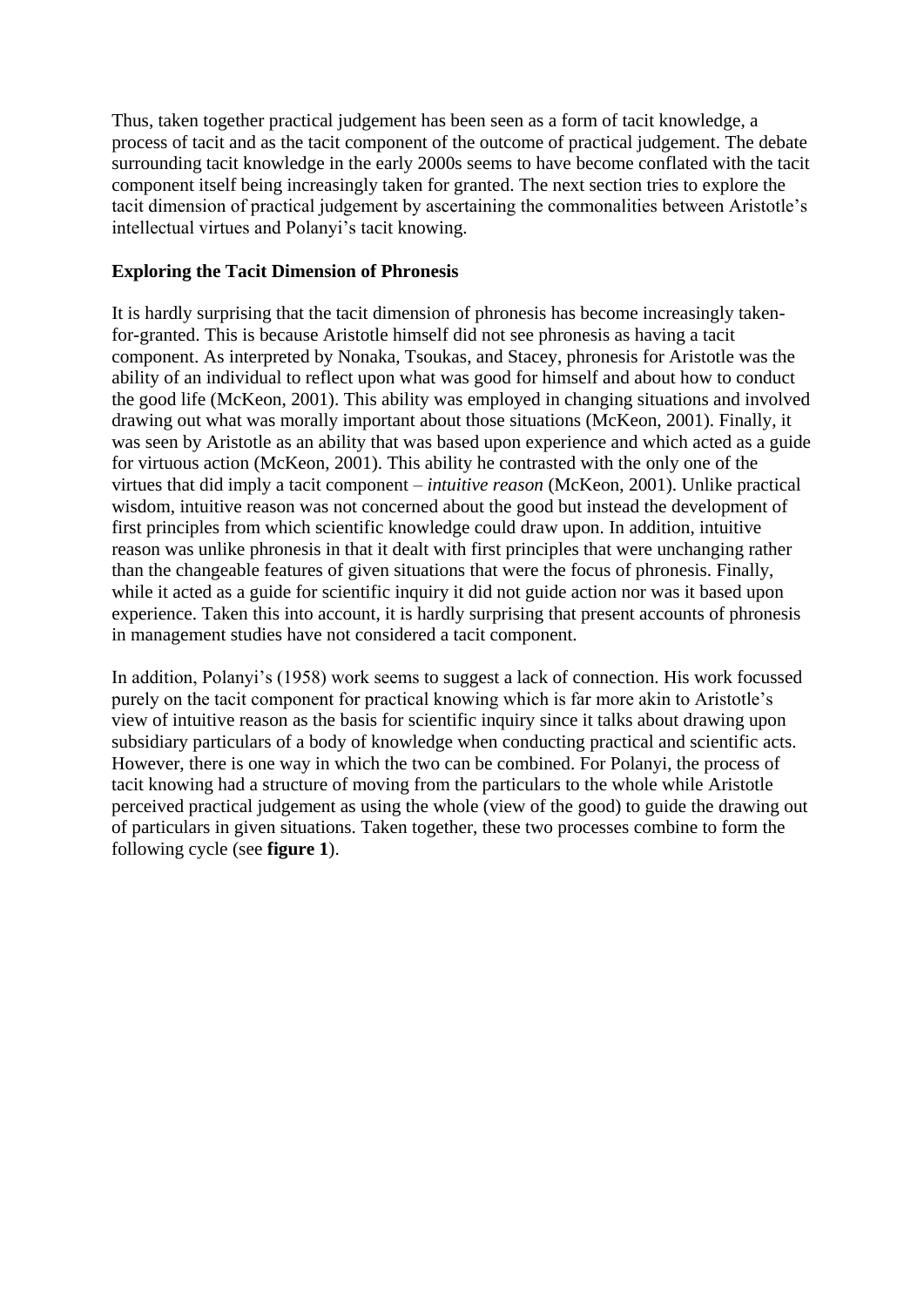Thus, taken together practical judgement has been seen as a form of tacit knowledge, a process of tacit and as the tacit component of the outcome of practical judgement. The debate surrounding tacit knowledge in the early 2000s seems to have become conflated with the tacit component itself being increasingly taken for granted. The next section tries to explore the tacit dimension of practical judgement by ascertaining the commonalities between Aristotle's intellectual virtues and Polanyi's tacit knowing.

**Exploring the Tacit Dimension of Phronesis**

It is hardly surprising that the tacit dimension of phronesis has become increasingly taken-for-granted. This is because Aristotle himself did not see phronesis as having a tacit component. As interpreted by Nonaka, Tsoukas, and Stacey, phronesis for Aristotle was the ability of an individual to reflect upon what was good for himself and about how to conduct the good life (McKeon, 2001). This ability was employed in changing situations and involved drawing out what was morally important about those situations (McKeon, 2001). Finally, it was seen by Aristotle as an ability that was based upon experience and which acted as a guide for virtuous action (McKeon, 2001). This ability he contrasted with the only one of the virtues that did imply a tacit component – *intuitive reason* (McKeon, 2001). Unlike practical wisdom, intuitive reason was not concerned about the good but instead the development of first principles from which scientific knowledge could draw upon. In addition, intuitive reason was unlike phronesis in that it dealt with first principles that were unchanging rather than the changeable features of given situations that were the focus of phronesis. Finally, while it acted as a guide for scientific inquiry it did not guide action nor was it based upon experience. Taken this into account, it is hardly surprising that present accounts of phronesis in management studies have not considered a tacit component.

In addition, Polanyi's (1958) work seems to suggest a lack of connection. His work focussed purely on the tacit component for practical knowing which is far more akin to Aristotle's view of intuitive reason as the basis for scientific inquiry since it talks about drawing upon subsidiary particulars of a body of knowledge when conducting practical and scientific acts. However, there is one way in which the two can be combined. For Polanyi, the process of tacit knowing had a structure of moving from the particulars to the whole while Aristotle perceived practical judgement as using the whole (view of the good) to guide the drawing out of particulars in given situations. Taken together, these two processes combine to form the following cycle (see **figure 1**).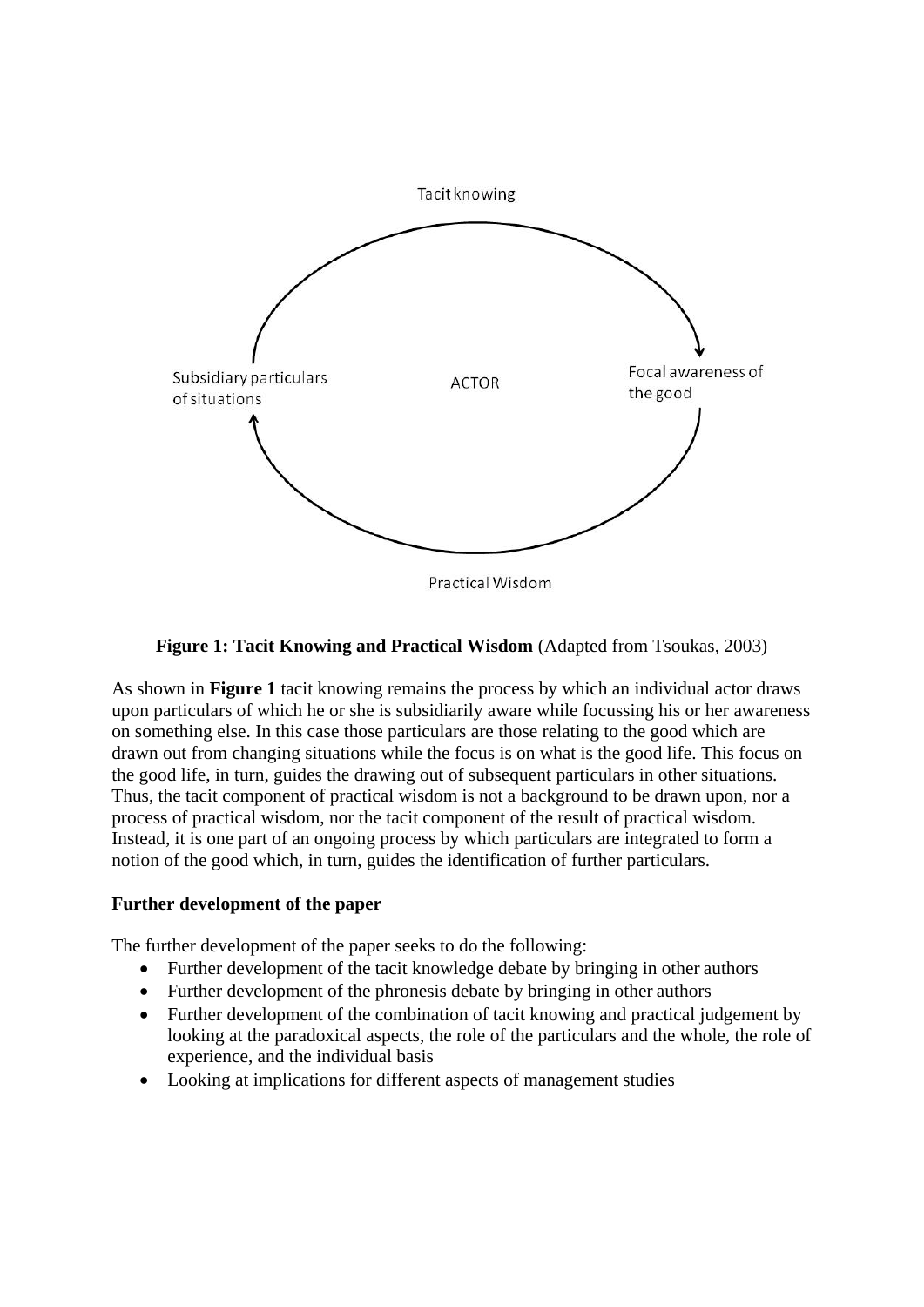Tacit knowing

Subsidiary particulars of situations

ACTOR

Focal awareness of the good

Practical Wisdom

**Figure 1: Tacit Knowing and Practical Wisdom** (Adapted from Tsoukas, 2003)

As shown in **Figure 1** tacit knowing remains the process by which an individual actor draws upon particulars of which he or she is subsidiarily aware while focussing his or her awareness on something else. In this case those particulars are those relating to the good which are drawn out from changing situations while the focus is on what is the good life. This focus on the good life, in turn, guides the drawing out of subsequent particulars in other situations. Thus, the tacit component of practical wisdom is not a background to be drawn upon, nor a process of practical wisdom, nor the tacit component of the result of practical wisdom. Instead, it is one part of an ongoing process by which particulars are integrated to form a notion of the good which, in turn, guides the identification of further particulars.

**Further development of the paper**

The further development of the paper seeks to do the following:

- Further development of the tacit knowledge debate by bringing in other authors
- Further development of the phronesis debate by bringing in other authors
- Further development of the combination of tacit knowing and practical judgement by looking at the paradoxical aspects, the role of the particulars and the whole, the role of experience, and the individual basis
- Looking at implications for different aspects of management studies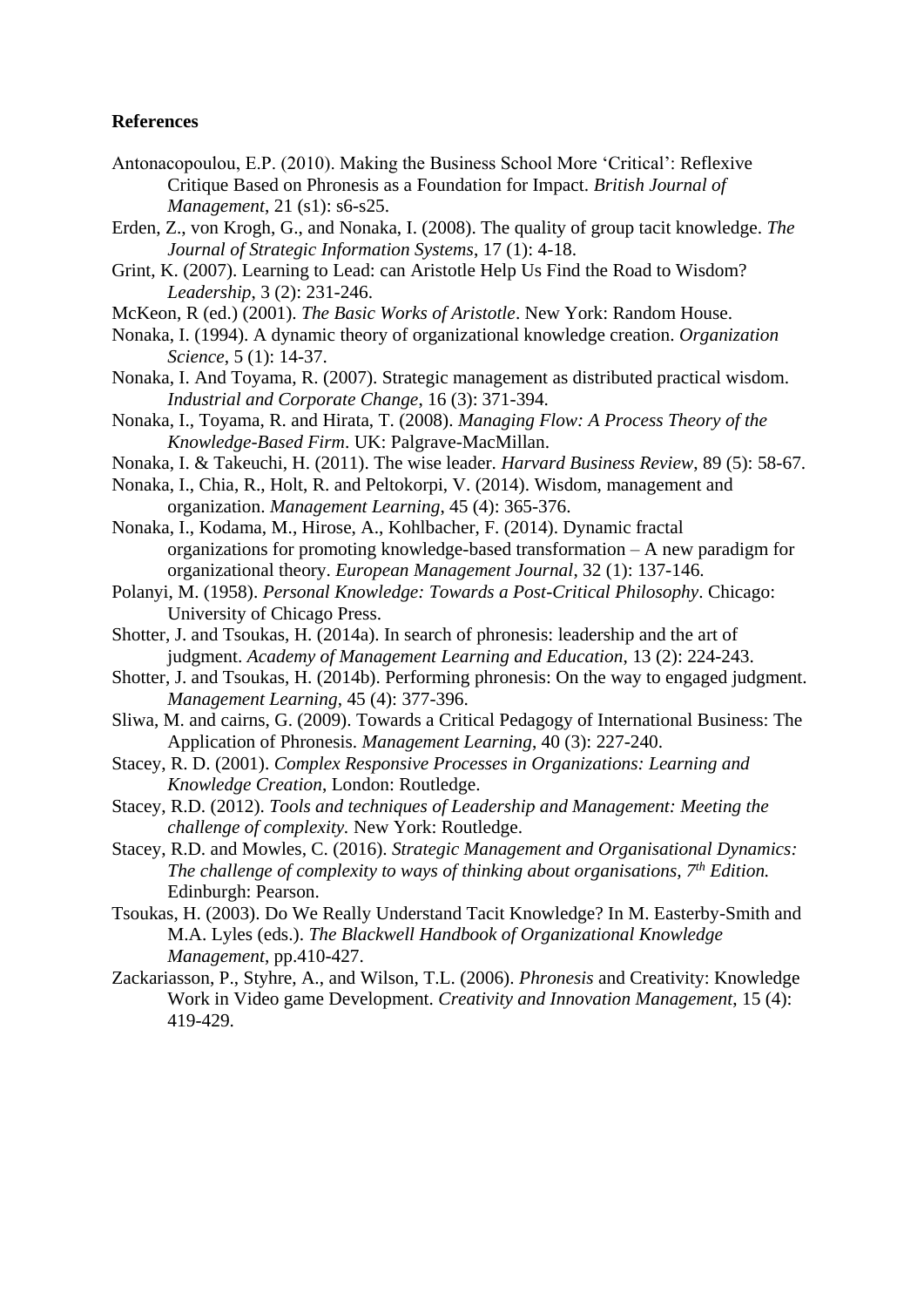**References**

Antonacopoulou, E.P. (2010). Making the Business School More 'Critical': Reflexive Critique Based on Phronesis as a Foundation for Impact. *British Journal of Management*, 21 (s1): s6-s25.

Erden, Z., von Krogh, G., and Nonaka, I. (2008). The quality of group tacit knowledge. *The Journal of Strategic Information Systems*, 17 (1): 4-18.

Grint, K. (2007). Learning to Lead: can Aristotle Help Us Find the Road to Wisdom? *Leadership*, 3 (2): 231-246.

McKeon, R (ed.) (2001). *The Basic Works of Aristotle*. New York: Random House.

Nonaka, I. (1994). A dynamic theory of organizational knowledge creation. *Organization Science*, 5 (1): 14-37.

Nonaka, I. And Toyama, R. (2007). Strategic management as distributed practical wisdom. *Industrial and Corporate Change*, 16 (3): 371-394.

Nonaka, I., Toyama, R. and Hirata, T. (2008). *Managing Flow: A Process Theory of the Knowledge-Based Firm*. UK: Palgrave-MacMillan.

Nonaka, I. & Takeuchi, H. (2011). The wise leader. *Harvard Business Review*, 89 (5): 58-67.

Nonaka, I., Chia, R., Holt, R. and Peltokorpi, V. (2014). Wisdom, management and organization. *Management Learning*, 45 (4): 365-376.

Nonaka, I., Kodama, M., Hirose, A., Kohlbacher, F. (2014). Dynamic fractal organizations for promoting knowledge-based transformation – A new paradigm for organizational theory. *European Management Journal*, 32 (1): 137-146.

Polanyi, M. (1958). *Personal Knowledge: Towards a Post-Critical Philosophy*. Chicago: University of Chicago Press.

Shotter, J. and Tsoukas, H. (2014a). In search of phronesis: leadership and the art of judgment. *Academy of Management Learning and Education*, 13 (2): 224-243.

Shotter, J. and Tsoukas, H. (2014b). Performing phronesis: On the way to engaged judgment. *Management Learning*, 45 (4): 377-396.

Sliwa, M. and cairns, G. (2009). Towards a Critical Pedagogy of International Business: The Application of Phronesis. *Management Learning*, 40 (3): 227-240.

Stacey, R. D. (2001). *Complex Responsive Processes in Organizations: Learning and Knowledge Creation*, London: Routledge.

Stacey, R.D. (2012). *Tools and techniques of Leadership and Management: Meeting the challenge of complexity.* New York: Routledge.

Stacey, R.D. and Mowles, C. (2016). *Strategic Management and Organisational Dynamics: The challenge of complexity to ways of thinking about organisations, 7th Edition.* Edinburgh: Pearson.

Tsoukas, H. (2003). Do We Really Understand Tacit Knowledge? In M. Easterby-Smith and M.A. Lyles (eds.). *The Blackwell Handbook of Organizational Knowledge Management*, pp.410-427.

Zackariasson, P., Styhre, A., and Wilson, T.L. (2006). *Phronesis* and Creativity: Knowledge Work in Video game Development. *Creativity and Innovation Management*, 15 (4): 419-429.